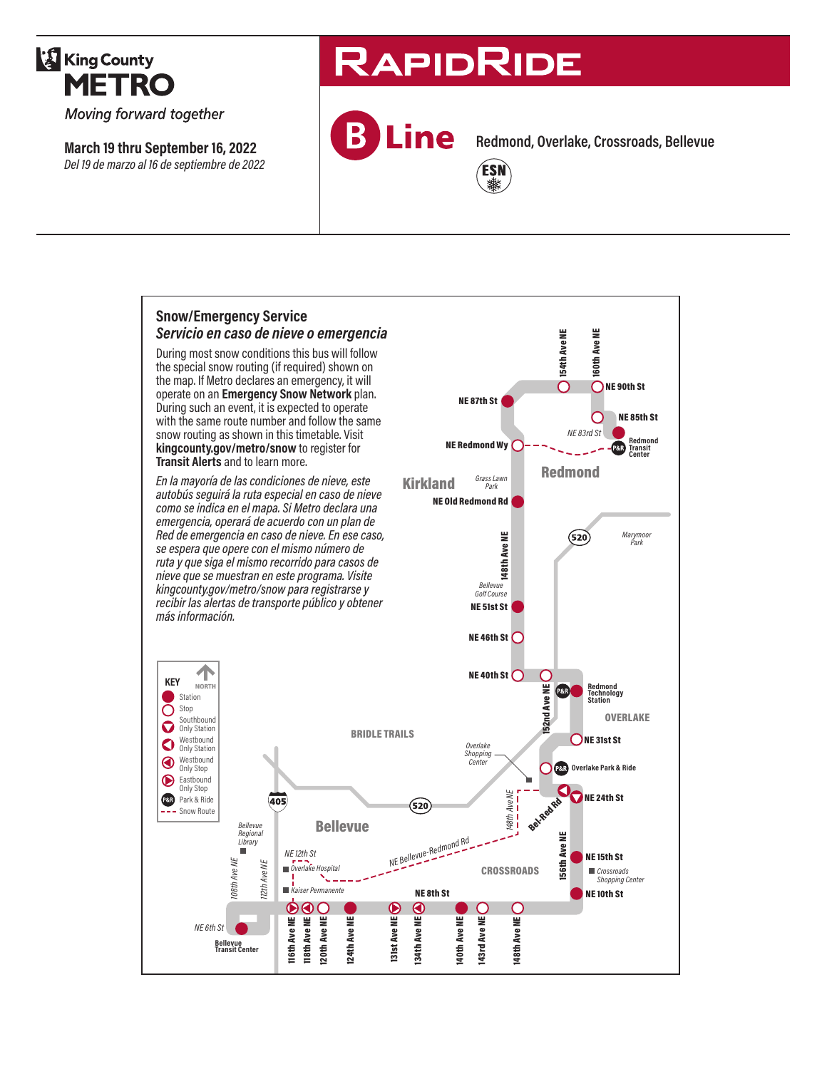King County
# METRO
*Moving forward together*

**March 19 thru September 16, 2022**
*Del 19 de marzo al 16 de septiembre de 2022*

# RAPIDRIDE

## B Line

Redmond, Overlake, Crossroads, Bellevue

ESN

### Snow/Emergency Service
### *Servicio en caso de nieve o emergencia*

During most snow conditions this bus will follow the special snow routing (if required) shown on the map. If Metro declares an emergency, it will operate on an **Emergency Snow Network** plan. During such an event, it is expected to operate with the same route number and follow the same snow routing as shown in this timetable. Visit **kingcounty.gov/metro/snow** to register for **Transit Alerts** and to learn more.

*En la mayoría de las condiciones de nieve, este autobús seguirá la ruta especial en caso de nieve como se indica en el mapa. Si Metro declara una emergencia, operará de acuerdo con un plan de Red de emergencia en caso de nieve. En ese caso, se espera que opere con el mismo número de ruta y que siga el mismo recorrido para casos de nieve que se muestran en este programa. Visite kingcounty.gov/metro/snow para registrarse y recibir las alertas de transporte público y obtener más información.*

**KEY**

- Station
- Stop
- Southbound Only Station
- Westbound Only Station
- Westbound Only Stop
- Eastbound Only Stop
- P&R Park & Ride
- Snow Route

NORTH

Map labels: Redmond Transit Center, NE 83rd St, NE 85th St, NE 90th St, 160th Ave NE, 154th Ave NE, NE 87th St, NE Redmond Wy, Redmond, Kirkland, Grass Lawn Park, NE Old Redmond Rd, 148th Ave NE, Bellevue Golf Course, NE 51st St, NE 46th St, NE 40th St, 520, Marymoor Park, 152nd Ave NE, Redmond Technology Station, OVERLAKE, NE 31st St, Overlake Park & Ride, NE 24th St, Bel-Red Rd, Overlake Shopping Center, BRIDLE TRAILS, 405, Bellevue, Bellevue Regional Library, NE 12th St, Overlake Hospital, Kaiser Permanente, NE Bellevue-Redmond Rd, 148th Ave NE, 156th Ave NE, NE 15th St, Crossroads Shopping Center, CROSSROADS, NE 10th St, NE 8th St, 108th Ave NE, 112th Ave NE, NE 6th St, Bellevue Transit Center, 116th Ave NE, 118th Ave NE, 120th Ave NE, 124th Ave NE, 131st Ave NE, 134th Ave NE, 140th Ave NE, 143rd Ave NE, 148th Ave NE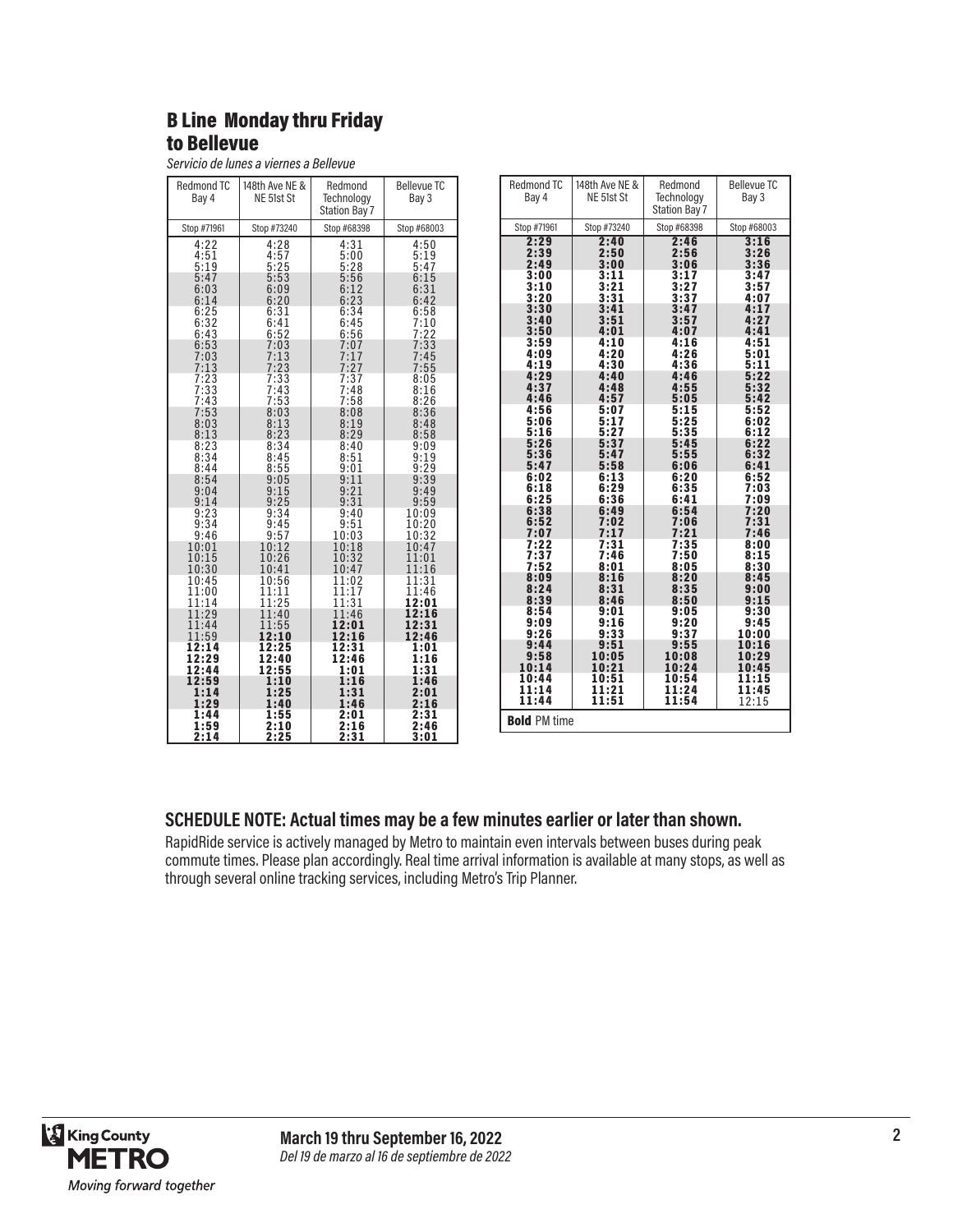# B Line Monday thru Friday to Bellevue

*Servicio de lunes a viernes a Bellevue*

| Redmond TC Bay 4 | 148th Ave NE & NE 51st St | Redmond Technology Station Bay 7 | Bellevue TC Bay 3 |
|---|---|---|---|
| Stop #71961 | Stop #73240 | Stop #68398 | Stop #68003 |
| 4:22 | 4:28 | 4:31 | 4:50 |
| 4:51 | 4:57 | 5:00 | 5:19 |
| 5:19 | 5:25 | 5:28 | 5:47 |
| 5:47 | 5:53 | 5:56 | 6:15 |
| 6:03 | 6:09 | 6:12 | 6:31 |
| 6:14 | 6:20 | 6:23 | 6:42 |
| 6:25 | 6:31 | 6:34 | 6:58 |
| 6:32 | 6:41 | 6:45 | 7:10 |
| 6:43 | 6:52 | 6:56 | 7:22 |
| 6:53 | 7:03 | 7:07 | 7:33 |
| 7:03 | 7:13 | 7:17 | 7:45 |
| 7:13 | 7:23 | 7:27 | 7:55 |
| 7:23 | 7:33 | 7:37 | 8:05 |
| 7:33 | 7:43 | 7:48 | 8:16 |
| 7:43 | 7:53 | 7:58 | 8:26 |
| 7:53 | 8:03 | 8:08 | 8:36 |
| 8:03 | 8:13 | 8:19 | 8:48 |
| 8:13 | 8:23 | 8:29 | 8:58 |
| 8:23 | 8:34 | 8:40 | 9:09 |
| 8:34 | 8:45 | 8:51 | 9:19 |
| 8:44 | 8:55 | 9:01 | 9:29 |
| 8:54 | 9:05 | 9:11 | 9:39 |
| 9:04 | 9:15 | 9:21 | 9:49 |
| 9:14 | 9:25 | 9:31 | 9:59 |
| 9:23 | 9:34 | 9:40 | 10:09 |
| 9:34 | 9:45 | 9:51 | 10:20 |
| 9:46 | 9:57 | 10:03 | 10:32 |
| 10:01 | 10:12 | 10:18 | 10:47 |
| 10:15 | 10:26 | 10:32 | 11:01 |
| 10:30 | 10:41 | 10:47 | 11:16 |
| 10:45 | 10:56 | 11:02 | 11:31 |
| 11:00 | 11:11 | 11:17 | 11:46 |
| 11:14 | 11:25 | 11:31 | **12:01** |
| 11:29 | 11:40 | 11:46 | **12:16** |
| 11:44 | 11:55 | **12:01** | **12:31** |
| 11:59 | **12:10** | **12:16** | **12:46** |
| **12:14** | **12:25** | **12:31** | **1:01** |
| **12:29** | **12:40** | **12:46** | **1:16** |
| **12:44** | **12:55** | **1:01** | **1:31** |
| **12:59** | **1:10** | **1:16** | **1:46** |
| **1:14** | **1:25** | **1:31** | **2:01** |
| **1:29** | **1:40** | **1:46** | **2:16** |
| **1:44** | **1:55** | **2:01** | **2:31** |
| **1:59** | **2:10** | **2:16** | **2:46** |
| **2:14** | **2:25** | **2:31** | **3:01** |
| **2:29** | **2:40** | **2:46** | **3:16** |
| **2:39** | **2:50** | **2:56** | **3:26** |
| **2:49** | **3:00** | **3:06** | **3:36** |
| **3:00** | **3:11** | **3:17** | **3:47** |
| **3:10** | **3:21** | **3:27** | **3:57** |
| **3:20** | **3:31** | **3:37** | **4:07** |
| **3:30** | **3:41** | **3:47** | **4:17** |
| **3:40** | **3:51** | **3:57** | **4:27** |
| **3:50** | **4:01** | **4:07** | **4:41** |
| **3:59** | **4:10** | **4:16** | **4:51** |
| **4:09** | **4:20** | **4:26** | **5:01** |
| **4:19** | **4:30** | **4:36** | **5:11** |
| **4:29** | **4:40** | **4:46** | **5:22** |
| **4:37** | **4:48** | **4:55** | **5:32** |
| **4:46** | **4:57** | **5:05** | **5:42** |
| **4:56** | **5:07** | **5:15** | **5:52** |
| **5:06** | **5:17** | **5:25** | **6:02** |
| **5:16** | **5:27** | **5:35** | **6:12** |
| **5:26** | **5:37** | **5:45** | **6:22** |
| **5:36** | **5:47** | **5:55** | **6:32** |
| **5:47** | **5:58** | **6:06** | **6:41** |
| **6:02** | **6:13** | **6:20** | **6:52** |
| **6:18** | **6:29** | **6:35** | **7:03** |
| **6:25** | **6:36** | **6:41** | **7:09** |
| **6:38** | **6:49** | **6:54** | **7:20** |
| **6:52** | **7:02** | **7:06** | **7:31** |
| **7:07** | **7:17** | **7:21** | **7:46** |
| **7:22** | **7:31** | **7:35** | **8:00** |
| **7:37** | **7:46** | **7:50** | **8:15** |
| **7:52** | **8:01** | **8:05** | **8:30** |
| **8:09** | **8:16** | **8:20** | **8:45** |
| **8:24** | **8:31** | **8:35** | **9:00** |
| **8:39** | **8:46** | **8:50** | **9:15** |
| **8:54** | **9:01** | **9:05** | **9:30** |
| **9:09** | **9:16** | **9:20** | **9:45** |
| **9:26** | **9:33** | **9:37** | **10:00** |
| **9:44** | **9:51** | **9:55** | **10:16** |
| **9:58** | **10:05** | **10:08** | **10:29** |
| **10:14** | **10:21** | **10:24** | **10:45** |
| **10:44** | **10:51** | **10:54** | **11:15** |
| **11:14** | **11:21** | **11:24** | **11:45** |
| **11:44** | **11:51** | **11:54** | 12:15 |

**Bold** PM time

## SCHEDULE NOTE: Actual times may be a few minutes earlier or later than shown.

RapidRide service is actively managed by Metro to maintain even intervals between buses during peak commute times. Please plan accordingly. Real time arrival information is available at many stops, as well as through several online tracking services, including Metro's Trip Planner.

King County METRO
Moving forward together

**March 19 thru September 16, 2022**
*Del 19 de marzo al 16 de septiembre de 2022*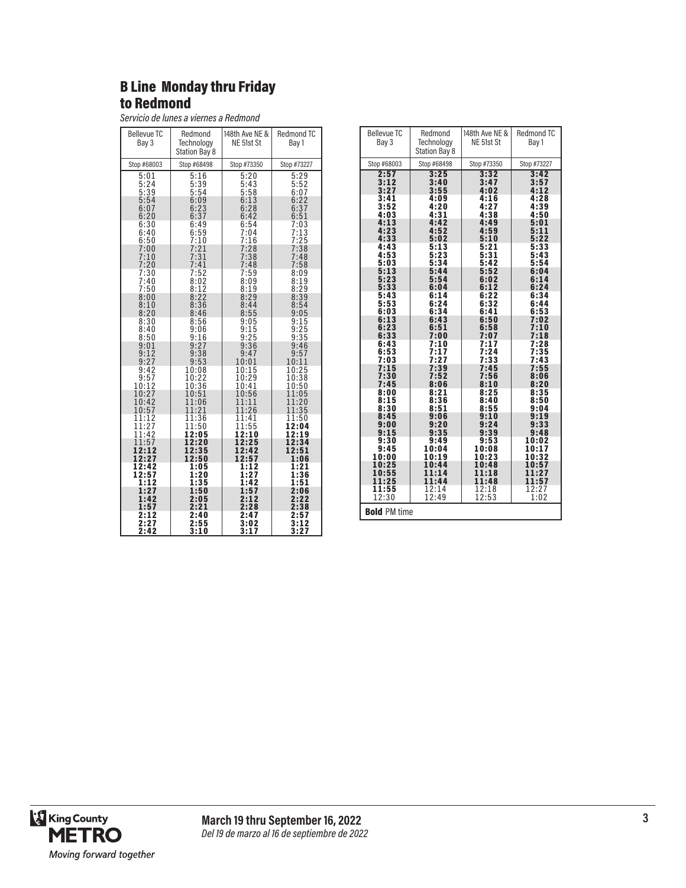## B Line Monday thru Friday to Redmond

*Servicio de lunes a viernes a Redmond*

| Bellevue TC Bay 3 | Redmond Technology Station Bay 8 | 148th Ave NE & NE 51st St | Redmond TC Bay 1 |
|---|---|---|---|
| Stop #68003 | Stop #68498 | Stop #73350 | Stop #73227 |
| 5:01 | 5:16 | 5:20 | 5:29 |
| 5:24 | 5:39 | 5:43 | 5:52 |
| 5:39 | 5:54 | 5:58 | 6:07 |
| 5:54 | 6:09 | 6:13 | 6:22 |
| 6:07 | 6:23 | 6:28 | 6:37 |
| 6:20 | 6:37 | 6:42 | 6:51 |
| 6:30 | 6:49 | 6:54 | 7:03 |
| 6:40 | 6:59 | 7:04 | 7:13 |
| 6:50 | 7:10 | 7:16 | 7:25 |
| 7:00 | 7:21 | 7:28 | 7:38 |
| 7:10 | 7:31 | 7:38 | 7:48 |
| 7:20 | 7:41 | 7:48 | 7:58 |
| 7:30 | 7:52 | 7:59 | 8:09 |
| 7:40 | 8:02 | 8:09 | 8:19 |
| 7:50 | 8:12 | 8:19 | 8:29 |
| 8:00 | 8:22 | 8:29 | 8:39 |
| 8:10 | 8:36 | 8:44 | 8:54 |
| 8:20 | 8:46 | 8:55 | 9:05 |
| 8:30 | 8:56 | 9:05 | 9:15 |
| 8:40 | 9:06 | 9:15 | 9:25 |
| 8:50 | 9:16 | 9:25 | 9:35 |
| 9:01 | 9:27 | 9:36 | 9:46 |
| 9:12 | 9:38 | 9:47 | 9:57 |
| 9:27 | 9:53 | 10:01 | 10:11 |
| 9:42 | 10:08 | 10:15 | 10:25 |
| 9:57 | 10:22 | 10:29 | 10:38 |
| 10:12 | 10:36 | 10:41 | 10:50 |
| 10:27 | 10:51 | 10:56 | 11:05 |
| 10:42 | 11:06 | 11:11 | 11:20 |
| 10:57 | 11:21 | 11:26 | 11:35 |
| 11:12 | 11:36 | 11:41 | 11:50 |
| 11:27 | 11:50 | 11:55 | **12:04** |
| 11:42 | **12:05** | **12:10** | **12:19** |
| 11:57 | **12:20** | **12:25** | **12:34** |
| **12:12** | **12:35** | **12:42** | **12:51** |
| **12:27** | **12:50** | **12:57** | **1:06** |
| **12:42** | **1:05** | **1:12** | **1:21** |
| **12:57** | **1:20** | **1:27** | **1:36** |
| **1:12** | **1:35** | **1:42** | **1:51** |
| **1:27** | **1:50** | **1:57** | **2:06** |
| **1:42** | **2:05** | **2:12** | **2:22** |
| **1:57** | **2:21** | **2:28** | **2:38** |
| **2:12** | **2:40** | **2:47** | **2:57** |
| **2:27** | **2:55** | **3:02** | **3:12** |
| **2:42** | **3:10** | **3:17** | **3:27** |
| **2:57** | **3:25** | **3:32** | **3:42** |
| **3:12** | **3:40** | **3:47** | **3:57** |
| **3:27** | **3:55** | **4:02** | **4:12** |
| **3:41** | **4:09** | **4:16** | **4:28** |
| **3:52** | **4:20** | **4:27** | **4:39** |
| **4:03** | **4:31** | **4:38** | **4:50** |
| **4:13** | **4:42** | **4:49** | **5:01** |
| **4:23** | **4:52** | **4:59** | **5:11** |
| **4:33** | **5:02** | **5:10** | **5:22** |
| **4:43** | **5:13** | **5:21** | **5:33** |
| **4:53** | **5:23** | **5:31** | **5:43** |
| **5:03** | **5:34** | **5:42** | **5:54** |
| **5:13** | **5:44** | **5:52** | **6:04** |
| **5:23** | **5:54** | **6:02** | **6:14** |
| **5:33** | **6:04** | **6:12** | **6:24** |
| **5:43** | **6:14** | **6:22** | **6:34** |
| **5:53** | **6:24** | **6:32** | **6:44** |
| **6:03** | **6:34** | **6:41** | **6:53** |
| **6:13** | **6:43** | **6:50** | **7:02** |
| **6:23** | **6:51** | **6:58** | **7:10** |
| **6:33** | **7:00** | **7:07** | **7:18** |
| **6:43** | **7:10** | **7:17** | **7:28** |
| **6:53** | **7:17** | **7:24** | **7:35** |
| **7:03** | **7:27** | **7:33** | **7:43** |
| **7:15** | **7:39** | **7:45** | **7:55** |
| **7:30** | **7:52** | **7:56** | **8:06** |
| **7:45** | **8:06** | **8:10** | **8:20** |
| **8:00** | **8:21** | **8:25** | **8:35** |
| **8:15** | **8:36** | **8:40** | **8:50** |
| **8:30** | **8:51** | **8:55** | **9:04** |
| **8:45** | **9:06** | **9:10** | **9:19** |
| **9:00** | **9:20** | **9:24** | **9:33** |
| **9:15** | **9:35** | **9:39** | **9:48** |
| **9:30** | **9:49** | **9:53** | **10:02** |
| **9:45** | **10:04** | **10:08** | **10:17** |
| **10:00** | **10:19** | **10:23** | **10:32** |
| **10:25** | **10:44** | **10:48** | **10:57** |
| **10:55** | **11:14** | **11:18** | **11:27** |
| **11:25** | **11:44** | **11:48** | **11:57** |
| **11:55** | 12:14 | 12:18 | 12:27 |
| 12:30 | 12:49 | 12:53 | 1:02 |

**Bold** PM time

**March 19 thru September 16, 2022**
*Del 19 de marzo al 16 de septiembre de 2022*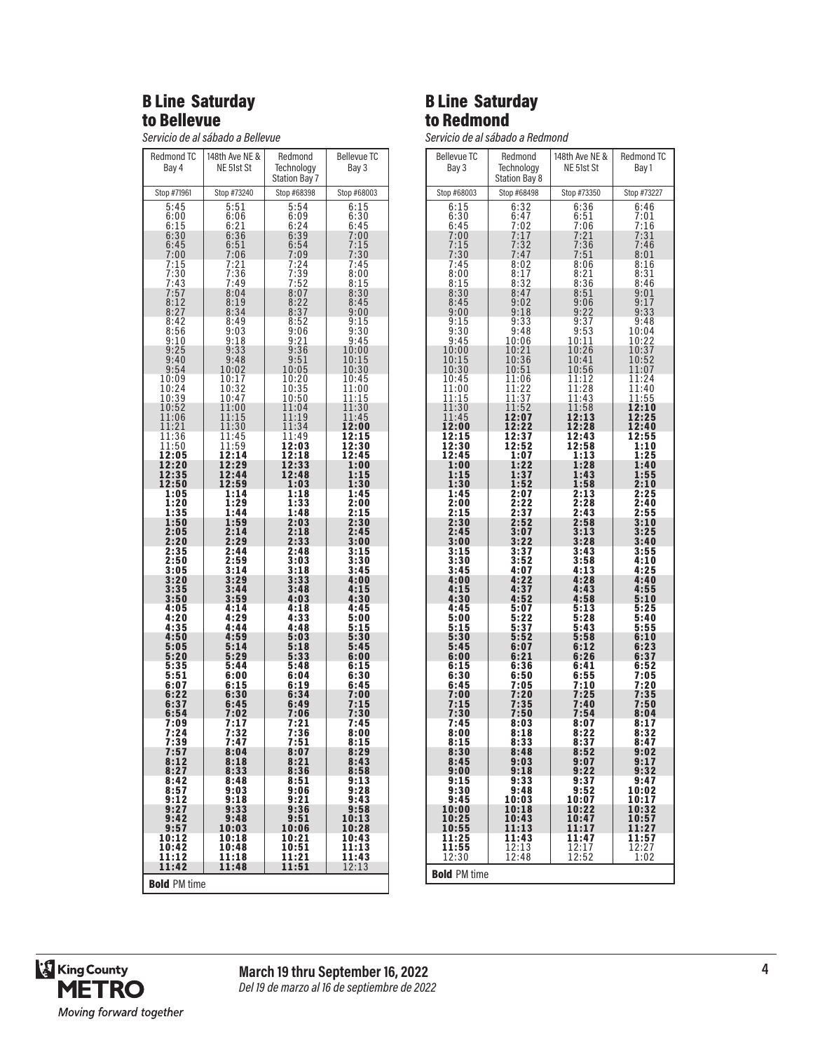## B Line Saturday to Bellevue

*Servicio de al sábado a Bellevue*

| Redmond TC Bay 4 | 148th Ave NE & NE 51st St | Redmond Technology Station Bay 7 | Bellevue TC Bay 3 |
|---|---|---|---|
| Stop #71961 | Stop #73240 | Stop #68398 | Stop #68003 |
| 5:45 | 5:51 | 5:54 | 6:15 |
| 6:00 | 6:06 | 6:09 | 6:30 |
| 6:15 | 6:21 | 6:24 | 6:45 |
| 6:30 | 6:36 | 6:39 | 7:00 |
| 6:45 | 6:51 | 6:54 | 7:15 |
| 7:00 | 7:06 | 7:09 | 7:30 |
| 7:15 | 7:21 | 7:24 | 7:45 |
| 7:30 | 7:36 | 7:39 | 8:00 |
| 7:43 | 7:49 | 7:52 | 8:15 |
| 7:57 | 8:04 | 8:07 | 8:30 |
| 8:12 | 8:19 | 8:22 | 8:45 |
| 8:27 | 8:34 | 8:37 | 9:00 |
| 8:42 | 8:49 | 8:52 | 9:15 |
| 8:56 | 9:03 | 9:06 | 9:30 |
| 9:10 | 9:18 | 9:21 | 9:45 |
| 9:25 | 9:33 | 9:36 | 10:00 |
| 9:40 | 9:48 | 9:51 | 10:15 |
| 9:54 | 10:02 | 10:05 | 10:30 |
| 10:09 | 10:17 | 10:20 | 10:45 |
| 10:24 | 10:32 | 10:35 | 11:00 |
| 10:39 | 10:47 | 10:50 | 11:15 |
| 10:52 | 11:00 | 11:04 | 11:30 |
| 11:06 | 11:15 | 11:19 | 11:45 |
| 11:21 | 11:30 | 11:34 | **12:00** |
| 11:36 | 11:45 | 11:49 | **12:15** |
| 11:50 | 11:59 | **12:03** | **12:30** |
| **12:05** | **12:14** | **12:18** | **12:45** |
| **12:20** | **12:29** | **12:33** | **1:00** |
| **12:35** | **12:44** | **12:48** | **1:15** |
| **12:50** | **12:59** | **1:03** | **1:30** |
| **1:05** | **1:14** | **1:18** | **1:45** |
| **1:20** | **1:29** | **1:33** | **2:00** |
| **1:35** | **1:44** | **1:48** | **2:15** |
| **1:50** | **1:59** | **2:03** | **2:30** |
| **2:05** | **2:14** | **2:18** | **2:45** |
| **2:20** | **2:29** | **2:33** | **3:00** |
| **2:35** | **2:44** | **2:48** | **3:15** |
| **2:50** | **2:59** | **3:03** | **3:30** |
| **3:05** | **3:14** | **3:18** | **3:45** |
| **3:20** | **3:29** | **3:33** | **4:00** |
| **3:35** | **3:44** | **3:48** | **4:15** |
| **3:50** | **3:59** | **4:03** | **4:30** |
| **4:05** | **4:14** | **4:18** | **4:45** |
| **4:20** | **4:29** | **4:33** | **5:00** |
| **4:35** | **4:44** | **4:48** | **5:15** |
| **4:50** | **4:59** | **5:03** | **5:30** |
| **5:05** | **5:14** | **5:18** | **5:45** |
| **5:20** | **5:29** | **5:33** | **6:00** |
| **5:35** | **5:44** | **5:48** | **6:15** |
| **5:51** | **6:00** | **6:04** | **6:30** |
| **6:07** | **6:15** | **6:19** | **6:45** |
| **6:22** | **6:30** | **6:34** | **7:00** |
| **6:37** | **6:45** | **6:49** | **7:15** |
| **6:54** | **7:02** | **7:06** | **7:30** |
| **7:09** | **7:17** | **7:21** | **7:45** |
| **7:24** | **7:32** | **7:36** | **8:00** |
| **7:39** | **7:47** | **7:51** | **8:15** |
| **7:57** | **8:04** | **8:07** | **8:29** |
| **8:12** | **8:18** | **8:21** | **8:43** |
| **8:27** | **8:33** | **8:36** | **8:58** |
| **8:42** | **8:48** | **8:51** | **9:13** |
| **8:57** | **9:03** | **9:06** | **9:28** |
| **9:12** | **9:18** | **9:21** | **9:43** |
| **9:27** | **9:33** | **9:36** | **9:58** |
| **9:42** | **9:48** | **9:51** | **10:13** |
| **9:57** | **10:03** | **10:06** | **10:28** |
| **10:12** | **10:18** | **10:21** | **10:43** |
| **10:42** | **10:48** | **10:51** | **11:13** |
| **11:12** | **11:18** | **11:21** | **11:43** |
| **11:42** | **11:48** | **11:51** | 12:13 |

**Bold** PM time

## B Line Saturday to Redmond

*Servicio de al sábado a Redmond*

| Bellevue TC Bay 3 | Redmond Technology Station Bay 8 | 148th Ave NE & NE 51st St | Redmond TC Bay 1 |
|---|---|---|---|
| Stop #68003 | Stop #68498 | Stop #73350 | Stop #73227 |
| 6:15 | 6:32 | 6:36 | 6:46 |
| 6:30 | 6:47 | 6:51 | 7:01 |
| 6:45 | 7:02 | 7:06 | 7:16 |
| 7:00 | 7:17 | 7:21 | 7:31 |
| 7:15 | 7:32 | 7:36 | 7:46 |
| 7:30 | 7:47 | 7:51 | 8:01 |
| 7:45 | 8:02 | 8:06 | 8:16 |
| 8:00 | 8:17 | 8:21 | 8:31 |
| 8:15 | 8:32 | 8:36 | 8:46 |
| 8:30 | 8:47 | 8:51 | 9:01 |
| 8:45 | 9:02 | 9:06 | 9:17 |
| 9:00 | 9:18 | 9:22 | 9:33 |
| 9:15 | 9:33 | 9:37 | 9:48 |
| 9:30 | 9:48 | 9:53 | 10:04 |
| 9:45 | 10:06 | 10:11 | 10:22 |
| 10:00 | 10:21 | 10:26 | 10:37 |
| 10:15 | 10:36 | 10:41 | 10:52 |
| 10:30 | 10:51 | 10:56 | 11:07 |
| 10:45 | 11:06 | 11:12 | 11:24 |
| 11:00 | 11:22 | 11:28 | 11:40 |
| 11:15 | 11:37 | 11:43 | 11:55 |
| 11:30 | 11:52 | 11:58 | **12:10** |
| 11:45 | **12:07** | **12:13** | **12:25** |
| **12:00** | **12:22** | **12:28** | **12:40** |
| **12:15** | **12:37** | **12:43** | **12:55** |
| **12:30** | **12:52** | **12:58** | **1:10** |
| **12:45** | **1:07** | **1:13** | **1:25** |
| **1:00** | **1:22** | **1:28** | **1:40** |
| **1:15** | **1:37** | **1:43** | **1:55** |
| **1:30** | **1:52** | **1:58** | **2:10** |
| **1:45** | **2:07** | **2:13** | **2:25** |
| **2:00** | **2:22** | **2:28** | **2:40** |
| **2:15** | **2:37** | **2:43** | **2:55** |
| **2:30** | **2:52** | **2:58** | **3:10** |
| **2:45** | **3:07** | **3:13** | **3:25** |
| **3:00** | **3:22** | **3:28** | **3:40** |
| **3:15** | **3:37** | **3:43** | **3:55** |
| **3:30** | **3:52** | **3:58** | **4:10** |
| **3:45** | **4:07** | **4:13** | **4:25** |
| **4:00** | **4:22** | **4:28** | **4:40** |
| **4:15** | **4:37** | **4:43** | **4:55** |
| **4:30** | **4:52** | **4:58** | **5:10** |
| **4:45** | **5:07** | **5:13** | **5:25** |
| **5:00** | **5:22** | **5:28** | **5:40** |
| **5:15** | **5:37** | **5:43** | **5:55** |
| **5:30** | **5:52** | **5:58** | **6:10** |
| **5:45** | **6:07** | **6:12** | **6:23** |
| **6:00** | **6:21** | **6:26** | **6:37** |
| **6:15** | **6:36** | **6:41** | **6:52** |
| **6:30** | **6:50** | **6:55** | **7:05** |
| **6:45** | **7:05** | **7:10** | **7:20** |
| **7:00** | **7:20** | **7:25** | **7:35** |
| **7:15** | **7:35** | **7:40** | **7:50** |
| **7:30** | **7:50** | **7:54** | **8:04** |
| **7:45** | **8:03** | **8:07** | **8:17** |
| **8:00** | **8:18** | **8:22** | **8:32** |
| **8:15** | **8:33** | **8:37** | **8:47** |
| **8:30** | **8:48** | **8:52** | **9:02** |
| **8:45** | **9:03** | **9:07** | **9:17** |
| **9:00** | **9:18** | **9:22** | **9:32** |
| **9:15** | **9:33** | **9:37** | **9:47** |
| **9:30** | **9:48** | **9:52** | **10:02** |
| **9:45** | **10:03** | **10:07** | **10:17** |
| **10:00** | **10:18** | **10:22** | **10:32** |
| **10:25** | **10:43** | **10:47** | **10:57** |
| **10:55** | **11:13** | **11:17** | **11:27** |
| **11:25** | **11:43** | **11:47** | **11:57** |
| **11:55** | 12:13 | 12:17 | 12:27 |
| 12:30 | 12:48 | 12:52 | 1:02 |

**Bold** PM time

**March 19 thru September 16, 2022**
*Del 19 de marzo al 16 de septiembre de 2022*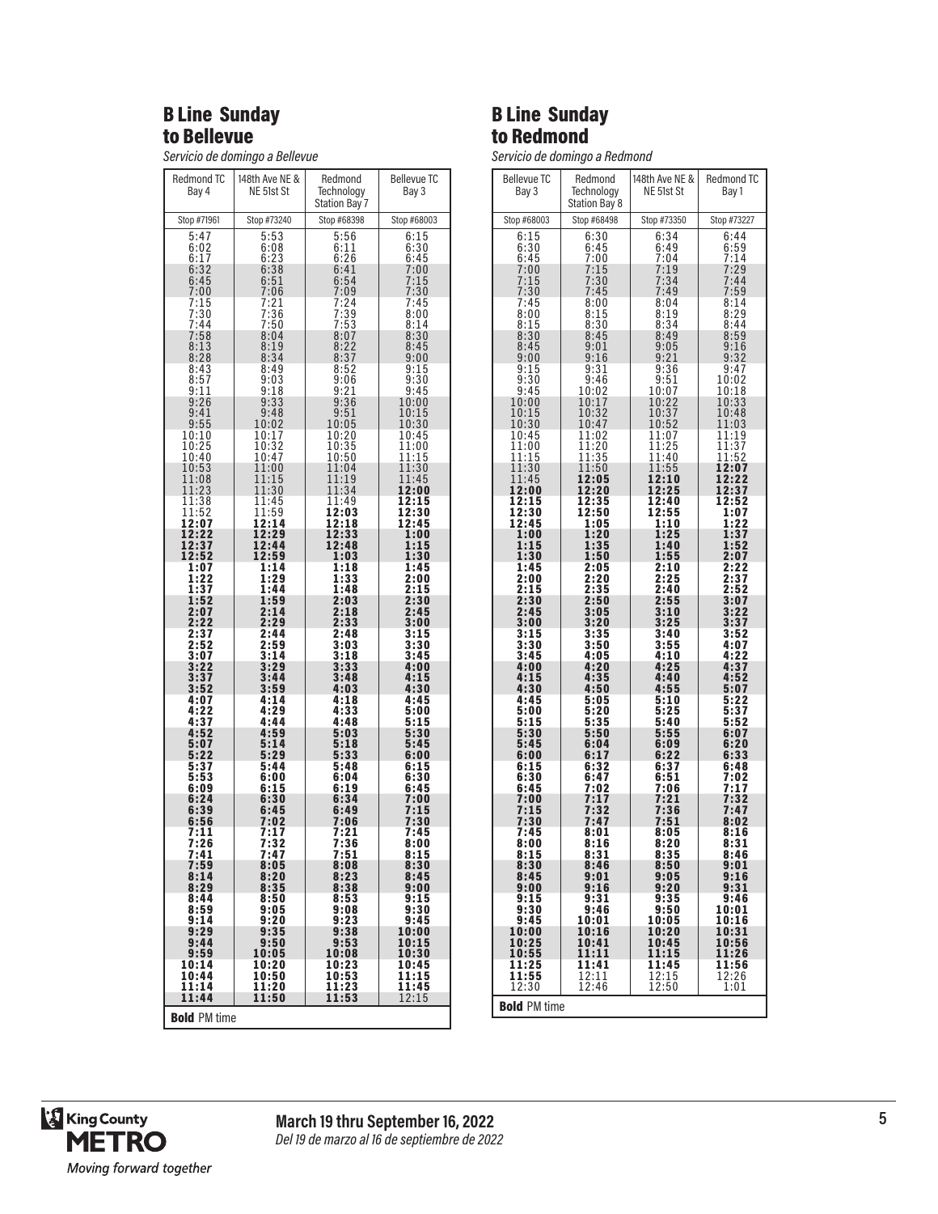## B Line Sunday to Bellevue

*Servicio de domingo a Bellevue*

| Redmond TC Bay 4 | 148th Ave NE & NE 51st St | Redmond Technology Station Bay 7 | Bellevue TC Bay 3 |
|---|---|---|---|
| Stop #71961 | Stop #73240 | Stop #68398 | Stop #68003 |
| 5:47 | 5:53 | 5:56 | 6:15 |
| 6:02 | 6:08 | 6:11 | 6:30 |
| 6:17 | 6:23 | 6:26 | 6:45 |
| 6:32 | 6:38 | 6:41 | 7:00 |
| 6:45 | 6:51 | 6:54 | 7:15 |
| 7:00 | 7:06 | 7:09 | 7:30 |
| 7:15 | 7:21 | 7:24 | 7:45 |
| 7:30 | 7:36 | 7:39 | 8:00 |
| 7:44 | 7:50 | 7:53 | 8:14 |
| 7:58 | 8:04 | 8:07 | 8:30 |
| 8:13 | 8:19 | 8:22 | 8:45 |
| 8:28 | 8:34 | 8:37 | 9:00 |
| 8:43 | 8:49 | 8:52 | 9:15 |
| 8:57 | 9:03 | 9:06 | 9:30 |
| 9:11 | 9:18 | 9:21 | 9:45 |
| 9:26 | 9:33 | 9:36 | 10:00 |
| 9:41 | 9:48 | 9:51 | 10:15 |
| 9:55 | 10:02 | 10:05 | 10:30 |
| 10:10 | 10:17 | 10:20 | 10:45 |
| 10:25 | 10:32 | 10:35 | 11:00 |
| 10:40 | 10:47 | 10:50 | 11:15 |
| 10:53 | 11:00 | 11:04 | 11:30 |
| 11:08 | 11:15 | 11:19 | 11:45 |
| 11:23 | 11:30 | 11:34 | **12:00** |
| 11:38 | 11:45 | 11:49 | **12:15** |
| 11:52 | 11:59 | **12:03** | **12:30** |
| **12:07** | **12:14** | **12:18** | **12:45** |
| **12:22** | **12:29** | **12:33** | **1:00** |
| **12:37** | **12:44** | **12:48** | **1:15** |
| **12:52** | **12:59** | **1:03** | **1:30** |
| **1:07** | **1:14** | **1:18** | **1:45** |
| **1:22** | **1:29** | **1:33** | **2:00** |
| **1:37** | **1:44** | **1:48** | **2:15** |
| **1:52** | **1:59** | **2:03** | **2:30** |
| **2:07** | **2:14** | **2:18** | **2:45** |
| **2:22** | **2:29** | **2:33** | **3:00** |
| **2:37** | **2:44** | **2:48** | **3:15** |
| **2:52** | **2:59** | **3:03** | **3:30** |
| **3:07** | **3:14** | **3:18** | **3:45** |
| **3:22** | **3:29** | **3:33** | **4:00** |
| **3:37** | **3:44** | **3:48** | **4:15** |
| **3:52** | **3:59** | **4:03** | **4:30** |
| **4:07** | **4:14** | **4:18** | **4:45** |
| **4:22** | **4:29** | **4:33** | **5:00** |
| **4:37** | **4:44** | **4:48** | **5:15** |
| **4:52** | **4:59** | **5:03** | **5:30** |
| **5:07** | **5:14** | **5:18** | **5:45** |
| **5:22** | **5:29** | **5:33** | **6:00** |
| **5:37** | **5:44** | **5:48** | **6:15** |
| **5:53** | **6:00** | **6:04** | **6:30** |
| **6:09** | **6:15** | **6:19** | **6:45** |
| **6:24** | **6:30** | **6:34** | **7:00** |
| **6:39** | **6:45** | **6:49** | **7:15** |
| **6:56** | **7:02** | **7:06** | **7:30** |
| **7:11** | **7:17** | **7:21** | **7:45** |
| **7:26** | **7:32** | **7:36** | **8:00** |
| **7:41** | **7:47** | **7:51** | **8:15** |
| **7:59** | **8:05** | **8:08** | **8:30** |
| **8:14** | **8:20** | **8:23** | **8:45** |
| **8:29** | **8:35** | **8:38** | **9:00** |
| **8:44** | **8:50** | **8:53** | **9:15** |
| **8:59** | **9:05** | **9:08** | **9:30** |
| **9:14** | **9:20** | **9:23** | **9:45** |
| **9:29** | **9:35** | **9:38** | **10:00** |
| **9:44** | **9:50** | **9:53** | **10:15** |
| **9:59** | **10:05** | **10:08** | **10:30** |
| **10:14** | **10:20** | **10:23** | **10:45** |
| **10:44** | **10:50** | **10:53** | **11:15** |
| **11:14** | **11:20** | **11:23** | **11:45** |
| **11:44** | **11:50** | **11:53** | 12:15 |

**Bold** PM time

## B Line Sunday to Redmond

*Servicio de domingo a Redmond*

| Bellevue TC Bay 3 | Redmond Technology Station Bay 8 | 148th Ave NE & NE 51st St | Redmond TC Bay 1 |
|---|---|---|---|
| Stop #68003 | Stop #68498 | Stop #73350 | Stop #73227 |
| 6:15 | 6:30 | 6:34 | 6:44 |
| 6:30 | 6:45 | 6:49 | 6:59 |
| 6:45 | 7:00 | 7:04 | 7:14 |
| 7:00 | 7:15 | 7:19 | 7:29 |
| 7:15 | 7:30 | 7:34 | 7:44 |
| 7:30 | 7:45 | 7:49 | 7:59 |
| 7:45 | 8:00 | 8:04 | 8:14 |
| 8:00 | 8:15 | 8:19 | 8:29 |
| 8:15 | 8:30 | 8:34 | 8:44 |
| 8:30 | 8:45 | 8:49 | 8:59 |
| 8:45 | 9:01 | 9:05 | 9:16 |
| 9:00 | 9:16 | 9:21 | 9:32 |
| 9:15 | 9:31 | 9:36 | 9:47 |
| 9:30 | 9:46 | 9:51 | 10:02 |
| 9:45 | 10:02 | 10:07 | 10:18 |
| 10:00 | 10:17 | 10:22 | 10:33 |
| 10:15 | 10:32 | 10:37 | 10:48 |
| 10:30 | 10:47 | 10:52 | 11:03 |
| 10:45 | 11:02 | 11:07 | 11:19 |
| 11:00 | 11:20 | 11:25 | 11:37 |
| 11:15 | 11:35 | 11:40 | 11:52 |
| 11:30 | 11:50 | 11:55 | **12:07** |
| 11:45 | **12:05** | **12:10** | **12:22** |
| **12:00** | **12:20** | **12:25** | **12:37** |
| **12:15** | **12:35** | **12:40** | **12:52** |
| **12:30** | **12:50** | **12:55** | **1:07** |
| **12:45** | **1:05** | **1:10** | **1:22** |
| **1:00** | **1:20** | **1:25** | **1:37** |
| **1:15** | **1:35** | **1:40** | **1:52** |
| **1:30** | **1:50** | **1:55** | **2:07** |
| **1:45** | **2:05** | **2:10** | **2:22** |
| **2:00** | **2:20** | **2:25** | **2:37** |
| **2:15** | **2:35** | **2:40** | **2:52** |
| **2:30** | **2:50** | **2:55** | **3:07** |
| **2:45** | **3:05** | **3:10** | **3:22** |
| **3:00** | **3:20** | **3:25** | **3:37** |
| **3:15** | **3:35** | **3:40** | **3:52** |
| **3:30** | **3:50** | **3:55** | **4:07** |
| **3:45** | **4:05** | **4:10** | **4:22** |
| **4:00** | **4:20** | **4:25** | **4:37** |
| **4:15** | **4:35** | **4:40** | **4:52** |
| **4:30** | **4:50** | **4:55** | **5:07** |
| **4:45** | **5:05** | **5:10** | **5:22** |
| **5:00** | **5:20** | **5:25** | **5:37** |
| **5:15** | **5:35** | **5:40** | **5:52** |
| **5:30** | **5:50** | **5:55** | **6:07** |
| **5:45** | **6:04** | **6:09** | **6:20** |
| **6:00** | **6:17** | **6:22** | **6:33** |
| **6:15** | **6:32** | **6:37** | **6:48** |
| **6:30** | **6:47** | **6:51** | **7:02** |
| **6:45** | **7:02** | **7:06** | **7:17** |
| **7:00** | **7:17** | **7:21** | **7:32** |
| **7:15** | **7:32** | **7:36** | **7:47** |
| **7:30** | **7:47** | **7:51** | **8:02** |
| **7:45** | **8:01** | **8:05** | **8:16** |
| **8:00** | **8:16** | **8:20** | **8:31** |
| **8:15** | **8:31** | **8:35** | **8:46** |
| **8:30** | **8:46** | **8:50** | **9:01** |
| **8:45** | **9:01** | **9:05** | **9:16** |
| **9:00** | **9:16** | **9:20** | **9:31** |
| **9:15** | **9:31** | **9:35** | **9:46** |
| **9:30** | **9:46** | **9:50** | **10:01** |
| **9:45** | **10:01** | **10:05** | **10:16** |
| **10:00** | **10:16** | **10:20** | **10:31** |
| **10:25** | **10:41** | **10:45** | **10:56** |
| **10:55** | **11:11** | **11:15** | **11:26** |
| **11:25** | **11:41** | **11:45** | **11:56** |
| **11:55** | 12:11 | 12:15 | 12:26 |
| 12:30 | 12:46 | 12:50 | 1:01 |

**Bold** PM time

**March 19 thru September 16, 2022**
*Del 19 de marzo al 16 de septiembre de 2022*